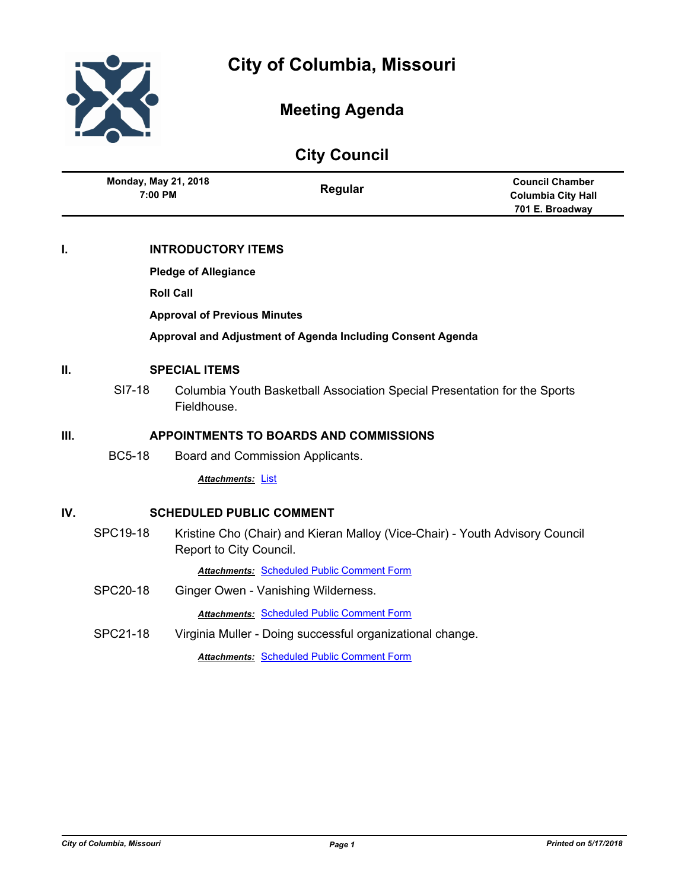# City of Columbia, Missouri

## Meeting Agenda

## City Council

| Monday, May 21, 2018<br>7:00 PM | Regular | Council Chamber<br>Columbia City Hall<br>701 E. Broadway |
|---|---|---|

## I. INTRODUCTORY ITEMS

**Pledge of Allegiance**

**Roll Call**

**Approval of Previous Minutes**

**Approval and Adjustment of Agenda Including Consent Agenda**

## II. SPECIAL ITEMS

SI7-18 Columbia Youth Basketball Association Special Presentation for the Sports Fieldhouse.

## III. APPOINTMENTS TO BOARDS AND COMMISSIONS

BC5-18 Board and Commission Applicants.

***Attachments:*** List

## IV. SCHEDULED PUBLIC COMMENT

SPC19-18 Kristine Cho (Chair) and Kieran Malloy (Vice-Chair) - Youth Advisory Council Report to City Council.

***Attachments:*** Scheduled Public Comment Form

SPC20-18 Ginger Owen - Vanishing Wilderness.

***Attachments:*** Scheduled Public Comment Form

SPC21-18 Virginia Muller - Doing successful organizational change.

***Attachments:*** Scheduled Public Comment Form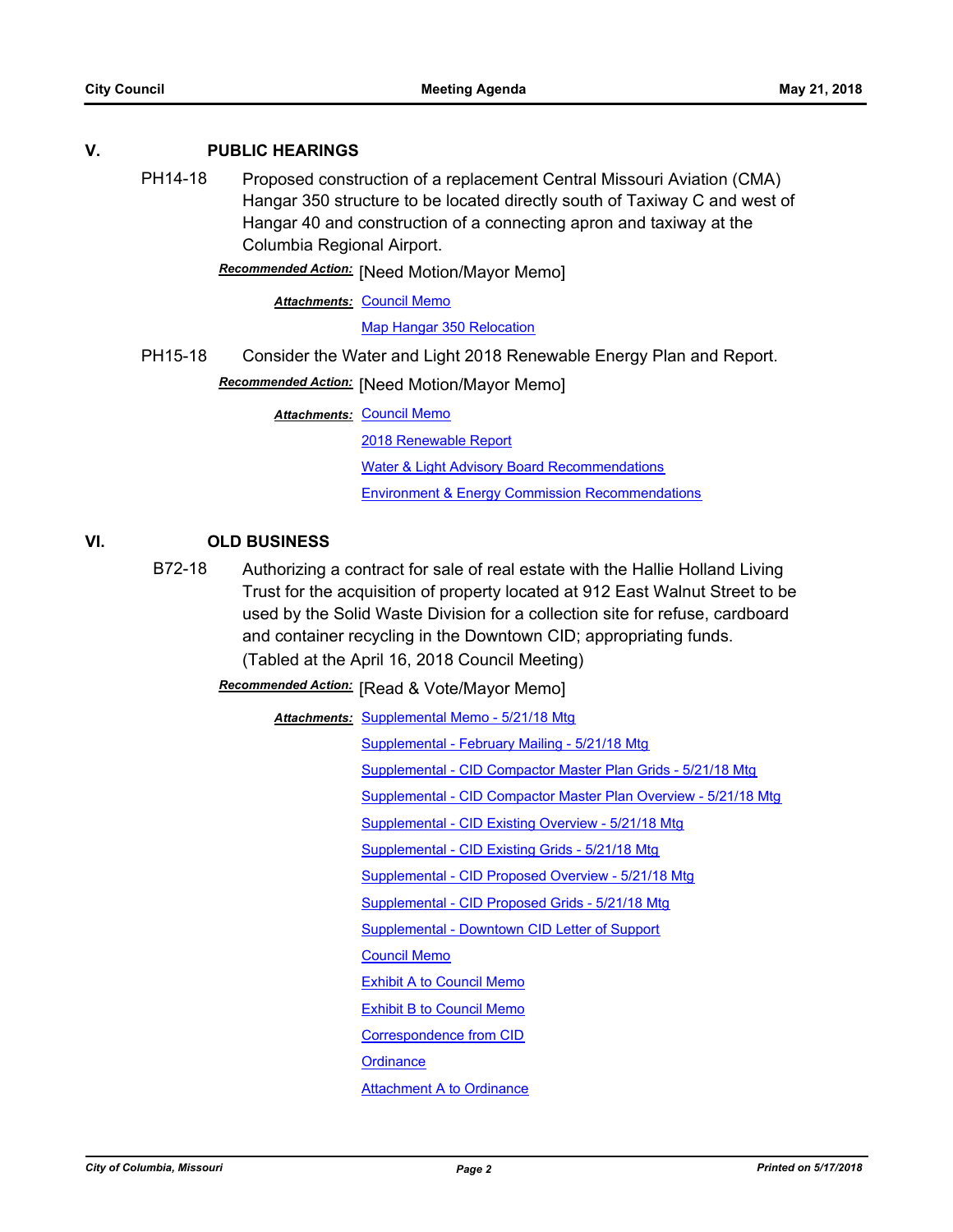## V. PUBLIC HEARINGS

**PH14-18** Proposed construction of a replacement Central Missouri Aviation (CMA) Hangar 350 structure to be located directly south of Taxiway C and west of Hangar 40 and construction of a connecting apron and taxiway at the Columbia Regional Airport.

***Recommended Action:*** [Need Motion/Mayor Memo]

***Attachments:*** Council Memo
Map Hangar 350 Relocation

**PH15-18** Consider the Water and Light 2018 Renewable Energy Plan and Report.

***Recommended Action:*** [Need Motion/Mayor Memo]

***Attachments:*** Council Memo
2018 Renewable Report
Water & Light Advisory Board Recommendations
Environment & Energy Commission Recommendations

## VI. OLD BUSINESS

**B72-18** Authorizing a contract for sale of real estate with the Hallie Holland Living Trust for the acquisition of property located at 912 East Walnut Street to be used by the Solid Waste Division for a collection site for refuse, cardboard and container recycling in the Downtown CID; appropriating funds. (Tabled at the April 16, 2018 Council Meeting)

***Recommended Action:*** [Read & Vote/Mayor Memo]

***Attachments:*** Supplemental Memo - 5/21/18 Mtg
Supplemental - February Mailing - 5/21/18 Mtg
Supplemental - CID Compactor Master Plan Grids - 5/21/18 Mtg
Supplemental - CID Compactor Master Plan Overview - 5/21/18 Mtg
Supplemental - CID Existing Overview - 5/21/18 Mtg
Supplemental - CID Existing Grids - 5/21/18 Mtg
Supplemental - CID Proposed Overview - 5/21/18 Mtg
Supplemental - CID Proposed Grids - 5/21/18 Mtg
Supplemental - Downtown CID Letter of Support
Council Memo
Exhibit A to Council Memo
Exhibit B to Council Memo
Correspondence from CID
Ordinance
Attachment A to Ordinance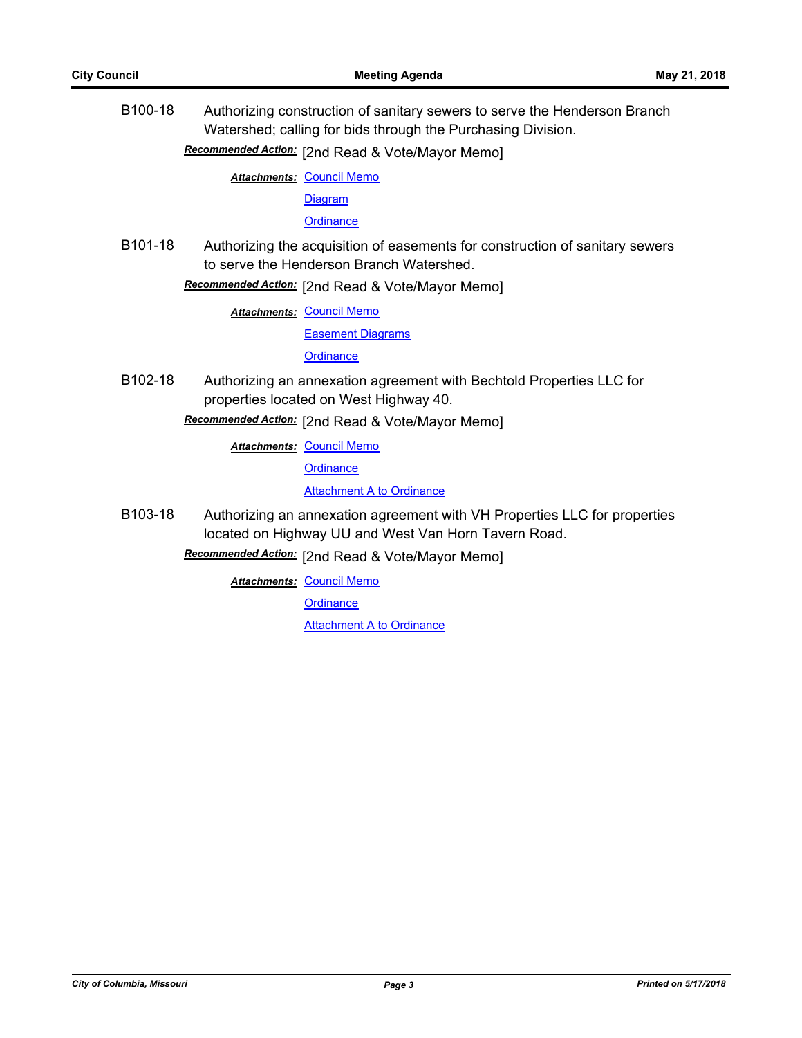**B100-18** Authorizing construction of sanitary sewers to serve the Henderson Branch Watershed; calling for bids through the Purchasing Division.

***Recommended Action:*** [2nd Read & Vote/Mayor Memo]

***Attachments:*** Council Memo
Diagram
Ordinance

**B101-18** Authorizing the acquisition of easements for construction of sanitary sewers to serve the Henderson Branch Watershed.

***Recommended Action:*** [2nd Read & Vote/Mayor Memo]

***Attachments:*** Council Memo
Easement Diagrams
Ordinance

**B102-18** Authorizing an annexation agreement with Bechtold Properties LLC for properties located on West Highway 40.

***Recommended Action:*** [2nd Read & Vote/Mayor Memo]

***Attachments:*** Council Memo
Ordinance
Attachment A to Ordinance

**B103-18** Authorizing an annexation agreement with VH Properties LLC for properties located on Highway UU and West Van Horn Tavern Road.

***Recommended Action:*** [2nd Read & Vote/Mayor Memo]

***Attachments:*** Council Memo
Ordinance
Attachment A to Ordinance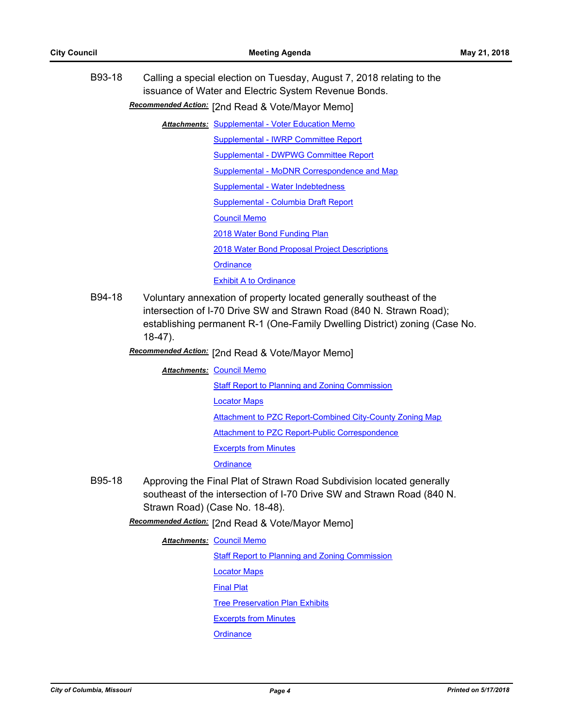**B93-18** Calling a special election on Tuesday, August 7, 2018 relating to the issuance of Water and Electric System Revenue Bonds.

***Recommended Action:*** [2nd Read & Vote/Mayor Memo]

***Attachments:*** Supplemental - Voter Education Memo
Supplemental - IWRP Committee Report
Supplemental - DWPWG Committee Report
Supplemental - MoDNR Correspondence and Map
Supplemental - Water Indebtedness
Supplemental - Columbia Draft Report
Council Memo
2018 Water Bond Funding Plan
2018 Water Bond Proposal Project Descriptions
Ordinance
Exhibit A to Ordinance

**B94-18** Voluntary annexation of property located generally southeast of the intersection of I-70 Drive SW and Strawn Road (840 N. Strawn Road); establishing permanent R-1 (One-Family Dwelling District) zoning (Case No. 18-47).

***Recommended Action:*** [2nd Read & Vote/Mayor Memo]

***Attachments:*** Council Memo
Staff Report to Planning and Zoning Commission
Locator Maps
Attachment to PZC Report-Combined City-County Zoning Map
Attachment to PZC Report-Public Correspondence
Excerpts from Minutes
Ordinance

**B95-18** Approving the Final Plat of Strawn Road Subdivision located generally southeast of the intersection of I-70 Drive SW and Strawn Road (840 N. Strawn Road) (Case No. 18-48).

***Recommended Action:*** [2nd Read & Vote/Mayor Memo]

***Attachments:*** Council Memo
Staff Report to Planning and Zoning Commission
Locator Maps
Final Plat
Tree Preservation Plan Exhibits
Excerpts from Minutes
Ordinance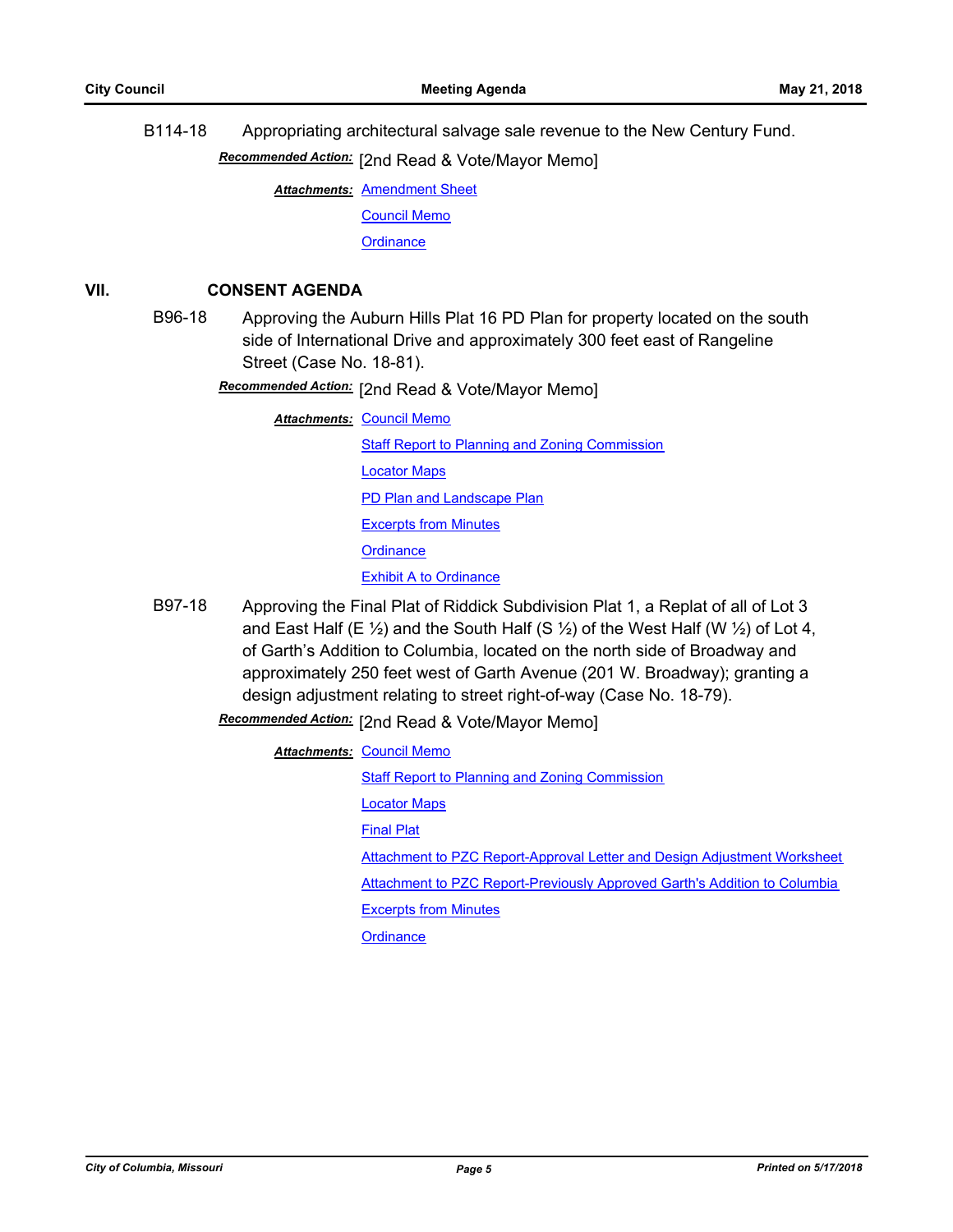B114-18 Appropriating architectural salvage sale revenue to the New Century Fund.

***Recommended Action:*** [2nd Read & Vote/Mayor Memo]

***Attachments:*** Amendment Sheet
Council Memo
Ordinance

## VII. CONSENT AGENDA

B96-18 Approving the Auburn Hills Plat 16 PD Plan for property located on the south side of International Drive and approximately 300 feet east of Rangeline Street (Case No. 18-81).

***Recommended Action:*** [2nd Read & Vote/Mayor Memo]

***Attachments:*** Council Memo
Staff Report to Planning and Zoning Commission
Locator Maps
PD Plan and Landscape Plan
Excerpts from Minutes
Ordinance
Exhibit A to Ordinance

B97-18 Approving the Final Plat of Riddick Subdivision Plat 1, a Replat of all of Lot 3 and East Half (E ½) and the South Half (S ½) of the West Half (W ½) of Lot 4, of Garth's Addition to Columbia, located on the north side of Broadway and approximately 250 feet west of Garth Avenue (201 W. Broadway); granting a design adjustment relating to street right-of-way (Case No. 18-79).

***Recommended Action:*** [2nd Read & Vote/Mayor Memo]

***Attachments:*** Council Memo
Staff Report to Planning and Zoning Commission
Locator Maps
Final Plat
Attachment to PZC Report-Approval Letter and Design Adjustment Worksheet
Attachment to PZC Report-Previously Approved Garth's Addition to Columbia
Excerpts from Minutes
Ordinance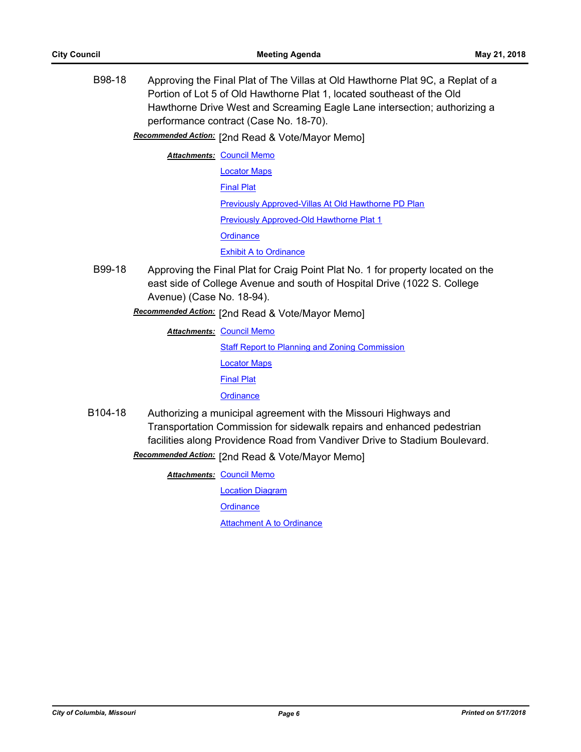**B98-18** Approving the Final Plat of The Villas at Old Hawthorne Plat 9C, a Replat of a Portion of Lot 5 of Old Hawthorne Plat 1, located southeast of the Old Hawthorne Drive West and Screaming Eagle Lane intersection; authorizing a performance contract (Case No. 18-70).

***Recommended Action:*** [2nd Read & Vote/Mayor Memo]

***Attachments:*** Council Memo
Locator Maps
Final Plat
Previously Approved-Villas At Old Hawthorne PD Plan
Previously Approved-Old Hawthorne Plat 1
Ordinance
Exhibit A to Ordinance

**B99-18** Approving the Final Plat for Craig Point Plat No. 1 for property located on the east side of College Avenue and south of Hospital Drive (1022 S. College Avenue) (Case No. 18-94).

***Recommended Action:*** [2nd Read & Vote/Mayor Memo]

***Attachments:*** Council Memo
Staff Report to Planning and Zoning Commission
Locator Maps
Final Plat
Ordinance

**B104-18** Authorizing a municipal agreement with the Missouri Highways and Transportation Commission for sidewalk repairs and enhanced pedestrian facilities along Providence Road from Vandiver Drive to Stadium Boulevard.

***Recommended Action:*** [2nd Read & Vote/Mayor Memo]

***Attachments:*** Council Memo
Location Diagram
Ordinance
Attachment A to Ordinance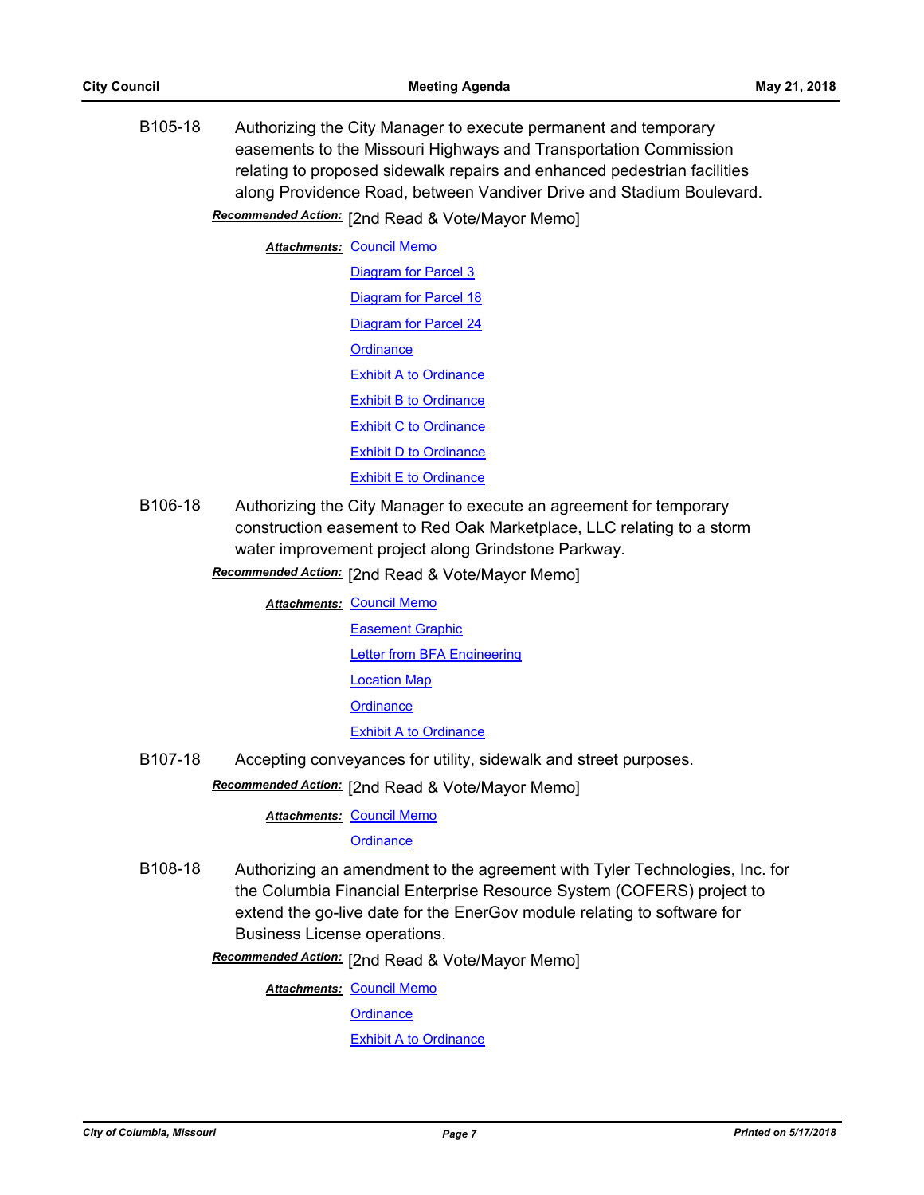B105-18 Authorizing the City Manager to execute permanent and temporary easements to the Missouri Highways and Transportation Commission relating to proposed sidewalk repairs and enhanced pedestrian facilities along Providence Road, between Vandiver Drive and Stadium Boulevard.

***Recommended Action:*** [2nd Read & Vote/Mayor Memo]

***Attachments:*** Council Memo
Diagram for Parcel 3
Diagram for Parcel 18
Diagram for Parcel 24
Ordinance
Exhibit A to Ordinance
Exhibit B to Ordinance
Exhibit C to Ordinance
Exhibit D to Ordinance
Exhibit E to Ordinance

B106-18 Authorizing the City Manager to execute an agreement for temporary construction easement to Red Oak Marketplace, LLC relating to a storm water improvement project along Grindstone Parkway.

***Recommended Action:*** [2nd Read & Vote/Mayor Memo]

***Attachments:*** Council Memo
Easement Graphic
Letter from BFA Engineering
Location Map
Ordinance
Exhibit A to Ordinance

B107-18 Accepting conveyances for utility, sidewalk and street purposes.

***Recommended Action:*** [2nd Read & Vote/Mayor Memo]

***Attachments:*** Council Memo
Ordinance

B108-18 Authorizing an amendment to the agreement with Tyler Technologies, Inc. for the Columbia Financial Enterprise Resource System (COFERS) project to extend the go-live date for the EnerGov module relating to software for Business License operations.

***Recommended Action:*** [2nd Read & Vote/Mayor Memo]

***Attachments:*** Council Memo
Ordinance
Exhibit A to Ordinance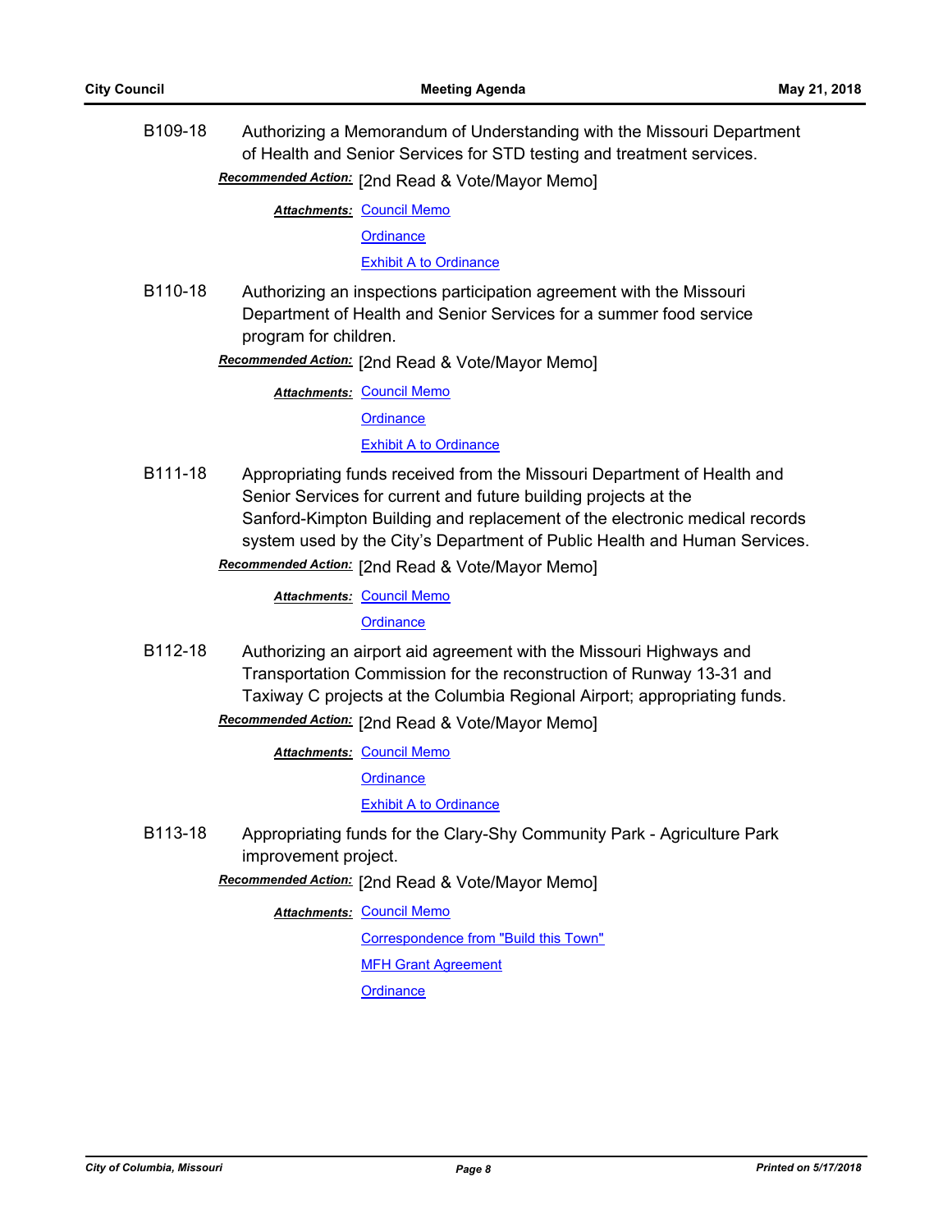B109-18 Authorizing a Memorandum of Understanding with the Missouri Department of Health and Senior Services for STD testing and treatment services.

***Recommended Action:*** [2nd Read & Vote/Mayor Memo]

***Attachments:*** Council Memo
Ordinance
Exhibit A to Ordinance

B110-18 Authorizing an inspections participation agreement with the Missouri Department of Health and Senior Services for a summer food service program for children.

***Recommended Action:*** [2nd Read & Vote/Mayor Memo]

***Attachments:*** Council Memo
Ordinance
Exhibit A to Ordinance

B111-18 Appropriating funds received from the Missouri Department of Health and Senior Services for current and future building projects at the Sanford-Kimpton Building and replacement of the electronic medical records system used by the City's Department of Public Health and Human Services.

***Recommended Action:*** [2nd Read & Vote/Mayor Memo]

***Attachments:*** Council Memo
Ordinance

B112-18 Authorizing an airport aid agreement with the Missouri Highways and Transportation Commission for the reconstruction of Runway 13-31 and Taxiway C projects at the Columbia Regional Airport; appropriating funds.

***Recommended Action:*** [2nd Read & Vote/Mayor Memo]

***Attachments:*** Council Memo
Ordinance
Exhibit A to Ordinance

B113-18 Appropriating funds for the Clary-Shy Community Park - Agriculture Park improvement project.

***Recommended Action:*** [2nd Read & Vote/Mayor Memo]

***Attachments:*** Council Memo
Correspondence from "Build this Town"
MFH Grant Agreement
Ordinance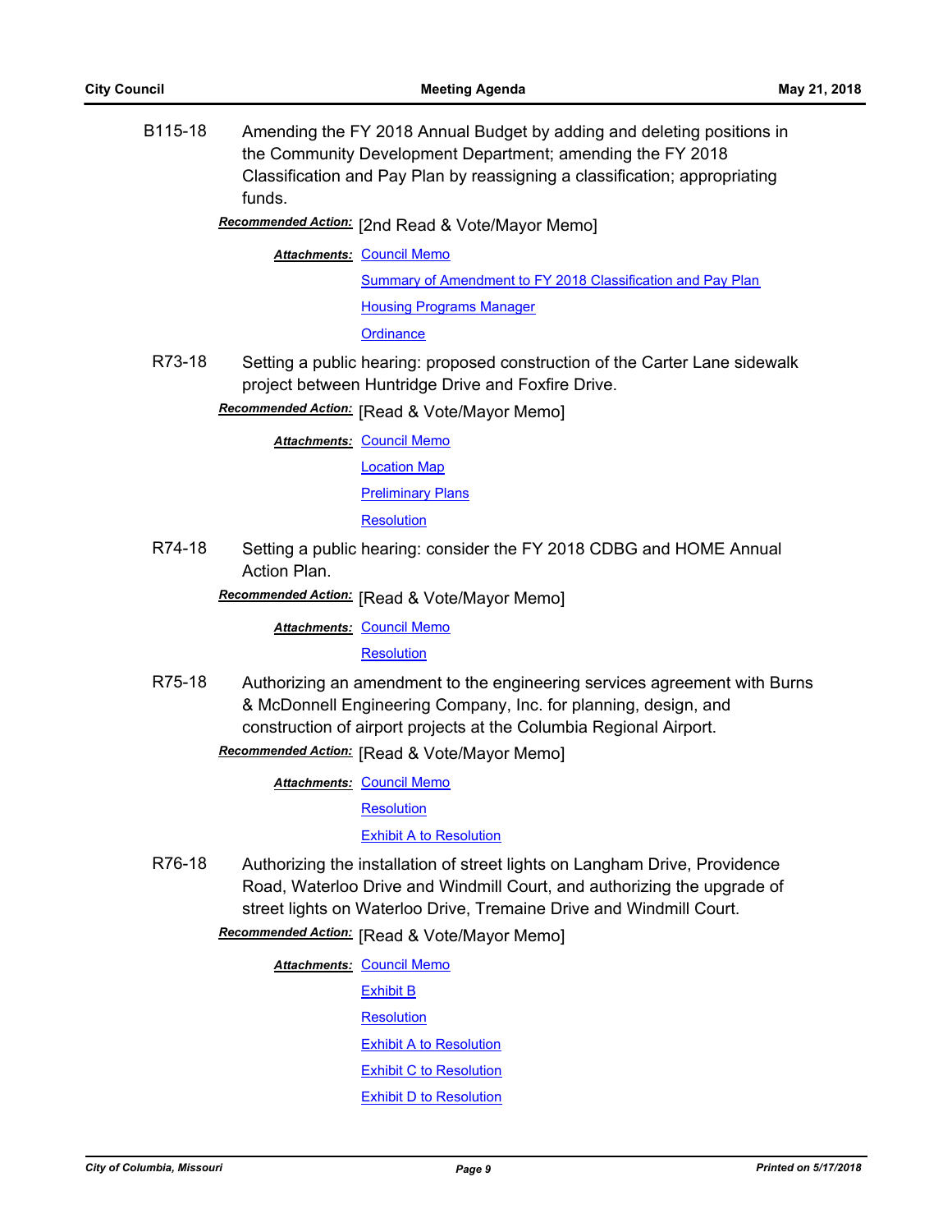B115-18 Amending the FY 2018 Annual Budget by adding and deleting positions in the Community Development Department; amending the FY 2018 Classification and Pay Plan by reassigning a classification; appropriating funds.

***Recommended Action:*** [2nd Read & Vote/Mayor Memo]

***Attachments:*** Council Memo
Summary of Amendment to FY 2018 Classification and Pay Plan
Housing Programs Manager
Ordinance

R73-18 Setting a public hearing: proposed construction of the Carter Lane sidewalk project between Huntridge Drive and Foxfire Drive.

***Recommended Action:*** [Read & Vote/Mayor Memo]

***Attachments:*** Council Memo
Location Map
Preliminary Plans
Resolution

R74-18 Setting a public hearing: consider the FY 2018 CDBG and HOME Annual Action Plan.

***Recommended Action:*** [Read & Vote/Mayor Memo]

***Attachments:*** Council Memo
Resolution

R75-18 Authorizing an amendment to the engineering services agreement with Burns & McDonnell Engineering Company, Inc. for planning, design, and construction of airport projects at the Columbia Regional Airport.

***Recommended Action:*** [Read & Vote/Mayor Memo]

***Attachments:*** Council Memo
Resolution
Exhibit A to Resolution

R76-18 Authorizing the installation of street lights on Langham Drive, Providence Road, Waterloo Drive and Windmill Court, and authorizing the upgrade of street lights on Waterloo Drive, Tremaine Drive and Windmill Court.

***Recommended Action:*** [Read & Vote/Mayor Memo]

***Attachments:*** Council Memo
Exhibit B
Resolution
Exhibit A to Resolution
Exhibit C to Resolution
Exhibit D to Resolution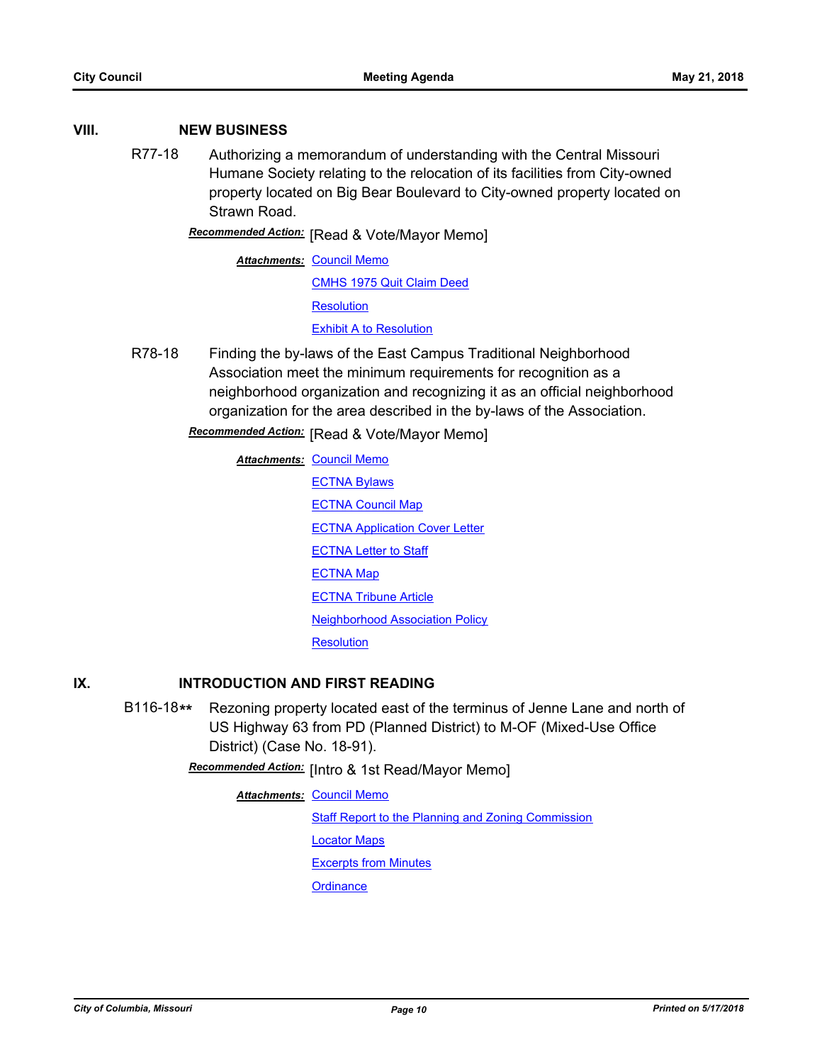## VIII. NEW BUSINESS

**R77-18** Authorizing a memorandum of understanding with the Central Missouri Humane Society relating to the relocation of its facilities from City-owned property located on Big Bear Boulevard to City-owned property located on Strawn Road.

***Recommended Action:*** [Read & Vote/Mayor Memo]

***Attachments:*** Council Memo
CMHS 1975 Quit Claim Deed
Resolution
Exhibit A to Resolution

**R78-18** Finding the by-laws of the East Campus Traditional Neighborhood Association meet the minimum requirements for recognition as a neighborhood organization and recognizing it as an official neighborhood organization for the area described in the by-laws of the Association.

***Recommended Action:*** [Read & Vote/Mayor Memo]

***Attachments:*** Council Memo
ECTNA Bylaws
ECTNA Council Map
ECTNA Application Cover Letter
ECTNA Letter to Staff
ECTNA Map
ECTNA Tribune Article
Neighborhood Association Policy
Resolution

## IX. INTRODUCTION AND FIRST READING

**B116-18**** Rezoning property located east of the terminus of Jenne Lane and north of US Highway 63 from PD (Planned District) to M-OF (Mixed-Use Office District) (Case No. 18-91).

***Recommended Action:*** [Intro & 1st Read/Mayor Memo]

***Attachments:*** Council Memo
Staff Report to the Planning and Zoning Commission
Locator Maps
Excerpts from Minutes
Ordinance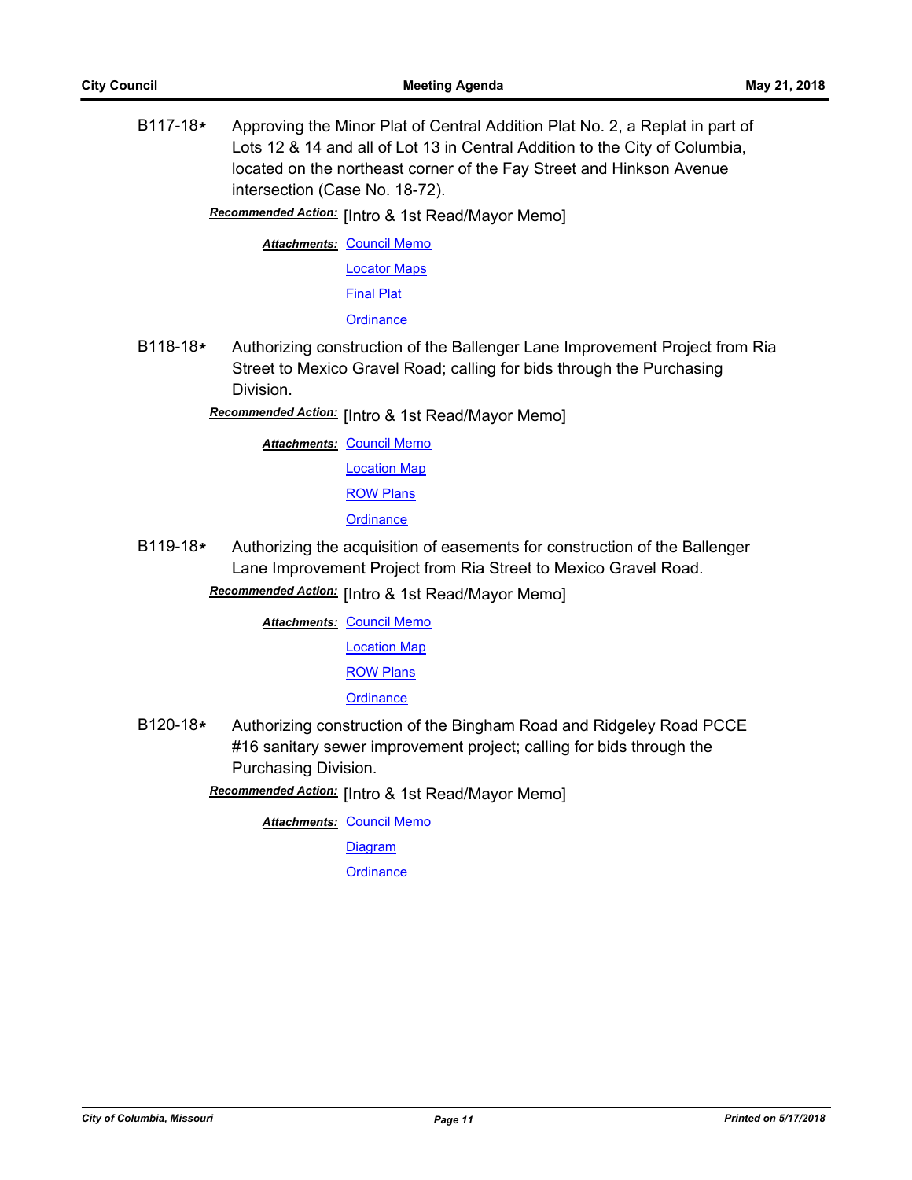B117-18* Approving the Minor Plat of Central Addition Plat No. 2, a Replat in part of Lots 12 & 14 and all of Lot 13 in Central Addition to the City of Columbia, located on the northeast corner of the Fay Street and Hinkson Avenue intersection (Case No. 18-72).

***Recommended Action:*** [Intro & 1st Read/Mayor Memo]

***Attachments:*** Council Memo
Locator Maps
Final Plat
Ordinance

B118-18* Authorizing construction of the Ballenger Lane Improvement Project from Ria Street to Mexico Gravel Road; calling for bids through the Purchasing Division.

***Recommended Action:*** [Intro & 1st Read/Mayor Memo]

***Attachments:*** Council Memo
Location Map
ROW Plans
Ordinance

B119-18* Authorizing the acquisition of easements for construction of the Ballenger Lane Improvement Project from Ria Street to Mexico Gravel Road.

***Recommended Action:*** [Intro & 1st Read/Mayor Memo]

***Attachments:*** Council Memo
Location Map
ROW Plans
Ordinance

B120-18* Authorizing construction of the Bingham Road and Ridgeley Road PCCE #16 sanitary sewer improvement project; calling for bids through the Purchasing Division.

***Recommended Action:*** [Intro & 1st Read/Mayor Memo]

***Attachments:*** Council Memo
Diagram
Ordinance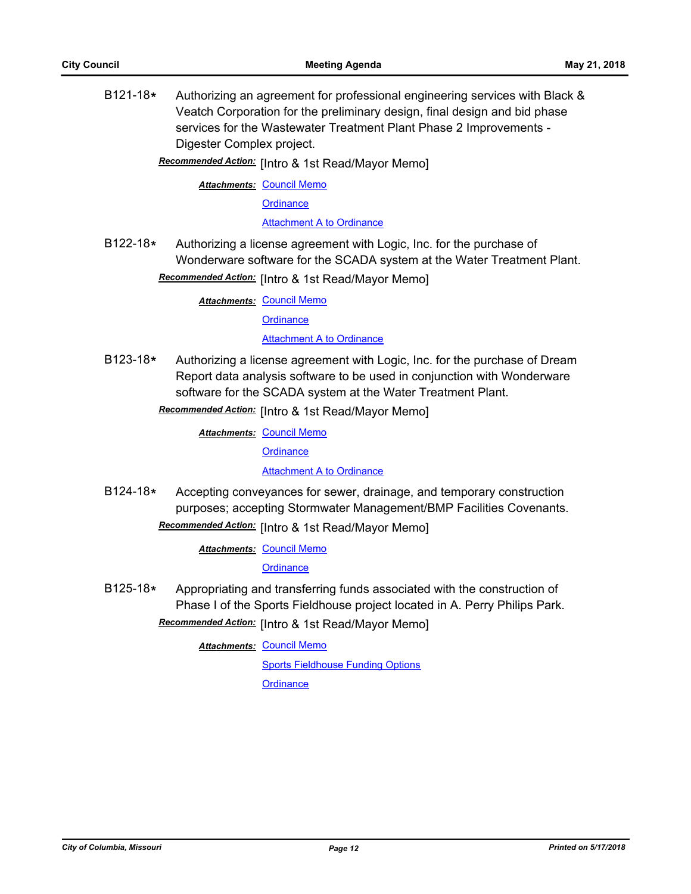B121-18* Authorizing an agreement for professional engineering services with Black & Veatch Corporation for the preliminary design, final design and bid phase services for the Wastewater Treatment Plant Phase 2 Improvements - Digester Complex project.

***Recommended Action:*** [Intro & 1st Read/Mayor Memo]

***Attachments:*** Council Memo
Ordinance
Attachment A to Ordinance

B122-18* Authorizing a license agreement with Logic, Inc. for the purchase of Wonderware software for the SCADA system at the Water Treatment Plant.

***Recommended Action:*** [Intro & 1st Read/Mayor Memo]

***Attachments:*** Council Memo
Ordinance
Attachment A to Ordinance

B123-18* Authorizing a license agreement with Logic, Inc. for the purchase of Dream Report data analysis software to be used in conjunction with Wonderware software for the SCADA system at the Water Treatment Plant.

***Recommended Action:*** [Intro & 1st Read/Mayor Memo]

***Attachments:*** Council Memo
Ordinance
Attachment A to Ordinance

B124-18* Accepting conveyances for sewer, drainage, and temporary construction purposes; accepting Stormwater Management/BMP Facilities Covenants.

***Recommended Action:*** [Intro & 1st Read/Mayor Memo]

***Attachments:*** Council Memo
Ordinance

B125-18* Appropriating and transferring funds associated with the construction of Phase I of the Sports Fieldhouse project located in A. Perry Philips Park.

***Recommended Action:*** [Intro & 1st Read/Mayor Memo]

***Attachments:*** Council Memo
Sports Fieldhouse Funding Options
Ordinance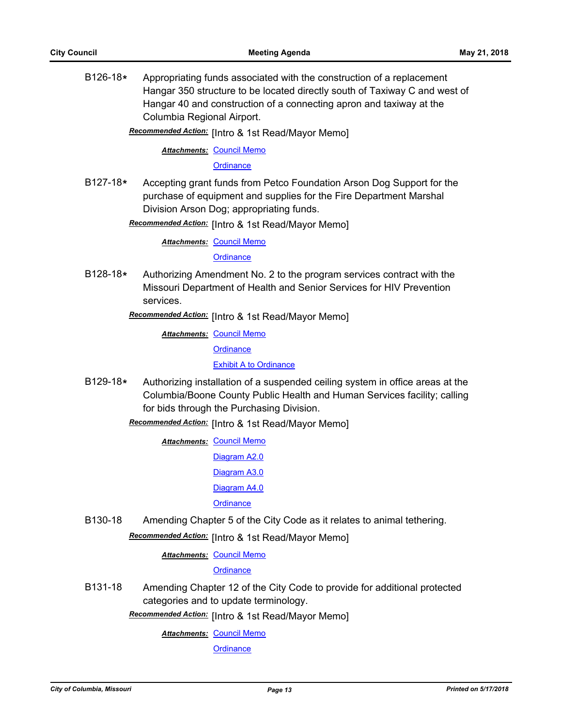B126-18* Appropriating funds associated with the construction of a replacement Hangar 350 structure to be located directly south of Taxiway C and west of Hangar 40 and construction of a connecting apron and taxiway at the Columbia Regional Airport.

***Recommended Action:*** [Intro & 1st Read/Mayor Memo]

***Attachments:*** Council Memo
Ordinance

B127-18* Accepting grant funds from Petco Foundation Arson Dog Support for the purchase of equipment and supplies for the Fire Department Marshal Division Arson Dog; appropriating funds.

***Recommended Action:*** [Intro & 1st Read/Mayor Memo]

***Attachments:*** Council Memo
Ordinance

B128-18* Authorizing Amendment No. 2 to the program services contract with the Missouri Department of Health and Senior Services for HIV Prevention services.

***Recommended Action:*** [Intro & 1st Read/Mayor Memo]

***Attachments:*** Council Memo
Ordinance
Exhibit A to Ordinance

B129-18* Authorizing installation of a suspended ceiling system in office areas at the Columbia/Boone County Public Health and Human Services facility; calling for bids through the Purchasing Division.

***Recommended Action:*** [Intro & 1st Read/Mayor Memo]

***Attachments:*** Council Memo
Diagram A2.0
Diagram A3.0
Diagram A4.0
Ordinance

B130-18 Amending Chapter 5 of the City Code as it relates to animal tethering.

***Recommended Action:*** [Intro & 1st Read/Mayor Memo]

***Attachments:*** Council Memo
Ordinance

B131-18 Amending Chapter 12 of the City Code to provide for additional protected categories and to update terminology.

***Recommended Action:*** [Intro & 1st Read/Mayor Memo]

***Attachments:*** Council Memo
Ordinance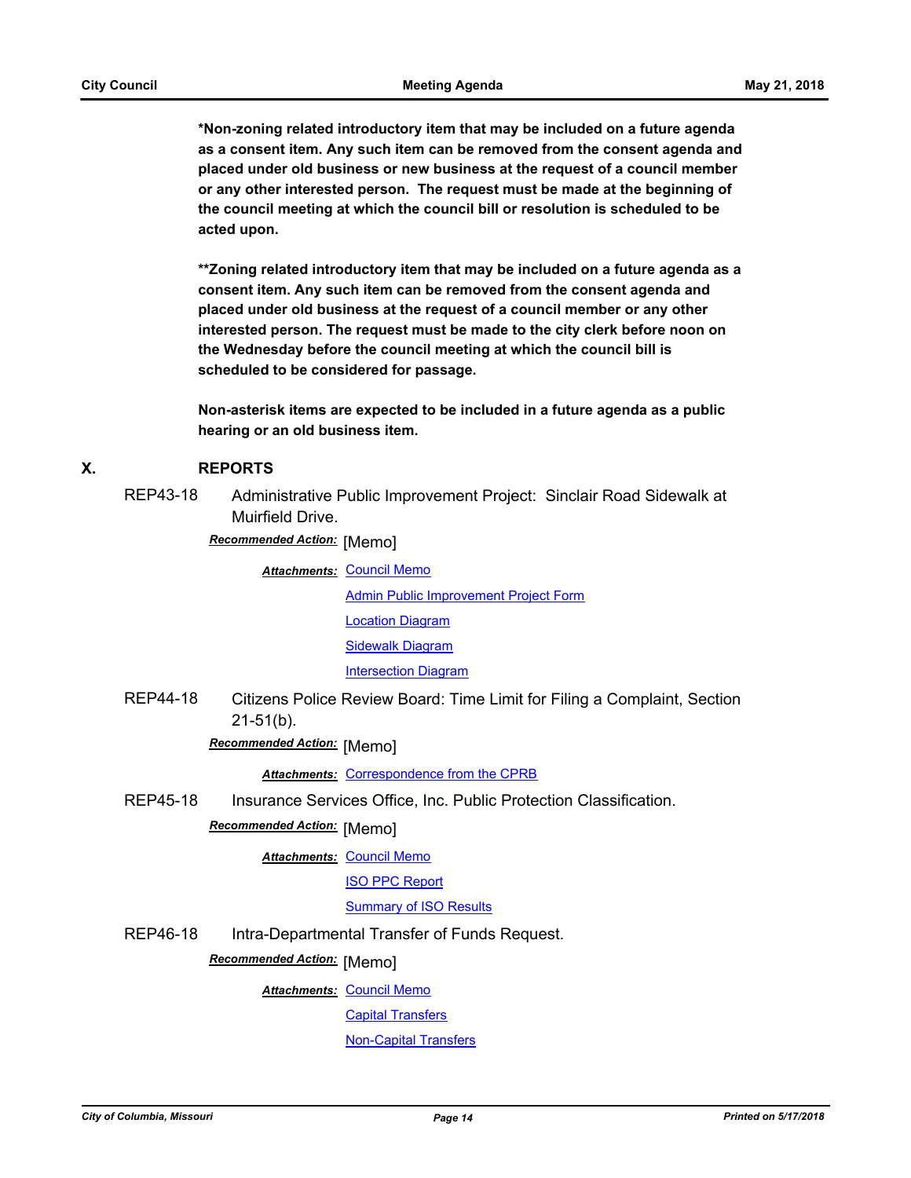**\*Non-zoning related introductory item that may be included on a future agenda as a consent item. Any such item can be removed from the consent agenda and placed under old business or new business at the request of a council member or any other interested person. The request must be made at the beginning of the council meeting at which the council bill or resolution is scheduled to be acted upon.**

**\*\*Zoning related introductory item that may be included on a future agenda as a consent item. Any such item can be removed from the consent agenda and placed under old business at the request of a council member or any other interested person. The request must be made to the city clerk before noon on the Wednesday before the council meeting at which the council bill is scheduled to be considered for passage.**

**Non-asterisk items are expected to be included in a future agenda as a public hearing or an old business item.**

## X. REPORTS

**REP43-18** Administrative Public Improvement Project: Sinclair Road Sidewalk at Muirfield Drive.

***Recommended Action:*** [Memo]

***Attachments:*** Council Memo
Admin Public Improvement Project Form
Location Diagram
Sidewalk Diagram
Intersection Diagram

**REP44-18** Citizens Police Review Board: Time Limit for Filing a Complaint, Section 21-51(b).

***Recommended Action:*** [Memo]

***Attachments:*** Correspondence from the CPRB

**REP45-18** Insurance Services Office, Inc. Public Protection Classification.

***Recommended Action:*** [Memo]

***Attachments:*** Council Memo
ISO PPC Report
Summary of ISO Results

**REP46-18** Intra-Departmental Transfer of Funds Request.

***Recommended Action:*** [Memo]

***Attachments:*** Council Memo
Capital Transfers
Non-Capital Transfers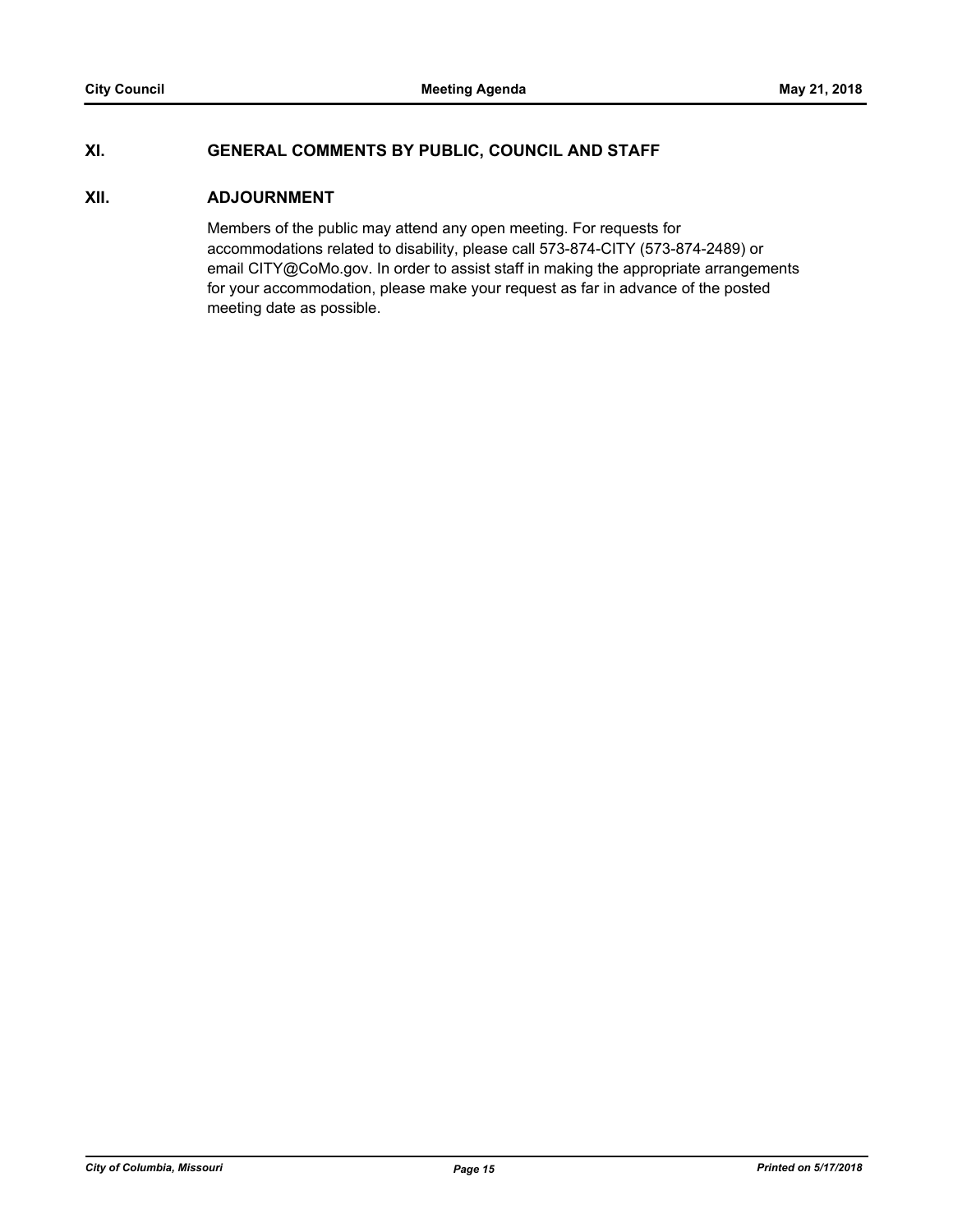## XI. GENERAL COMMENTS BY PUBLIC, COUNCIL AND STAFF

## XII. ADJOURNMENT

Members of the public may attend any open meeting. For requests for accommodations related to disability, please call 573-874-CITY (573-874-2489) or email CITY@CoMo.gov. In order to assist staff in making the appropriate arrangements for your accommodation, please make your request as far in advance of the posted meeting date as possible.